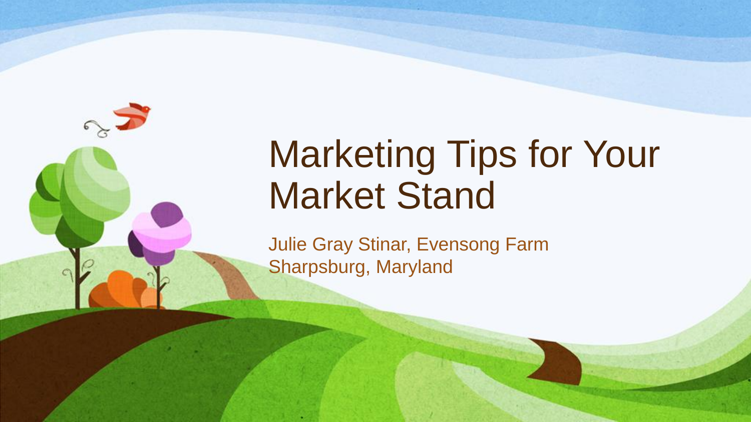# Marketing Tips for Your Market Stand

Julie Gray Stinar, Evensong Farm
Sharpsburg, Maryland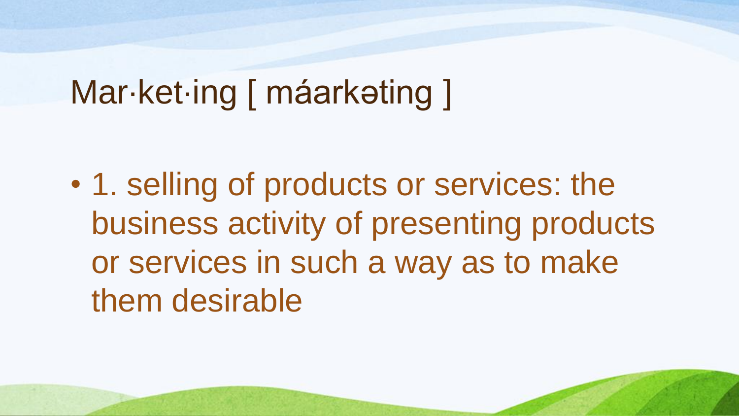# Mar·ket·ing [ máarkəting ]

- 1. selling of products or services: the business activity of presenting products or services in such a way as to make them desirable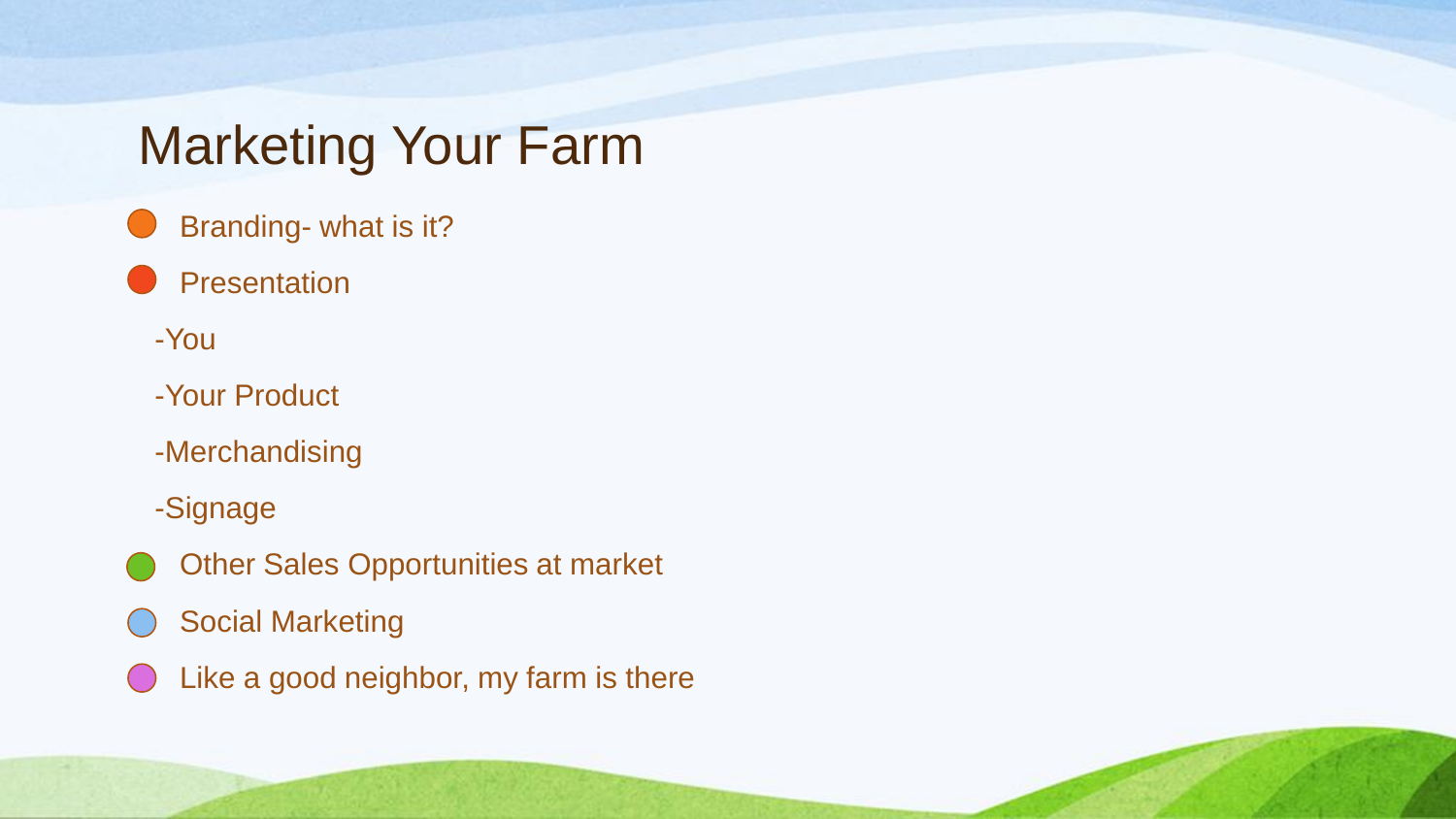# Marketing Your Farm

- Branding- what is it?
- Presentation

  -You

  -Your Product

  -Merchandising

  -Signage
- Other Sales Opportunities at market
- Social Marketing
- Like a good neighbor, my farm is there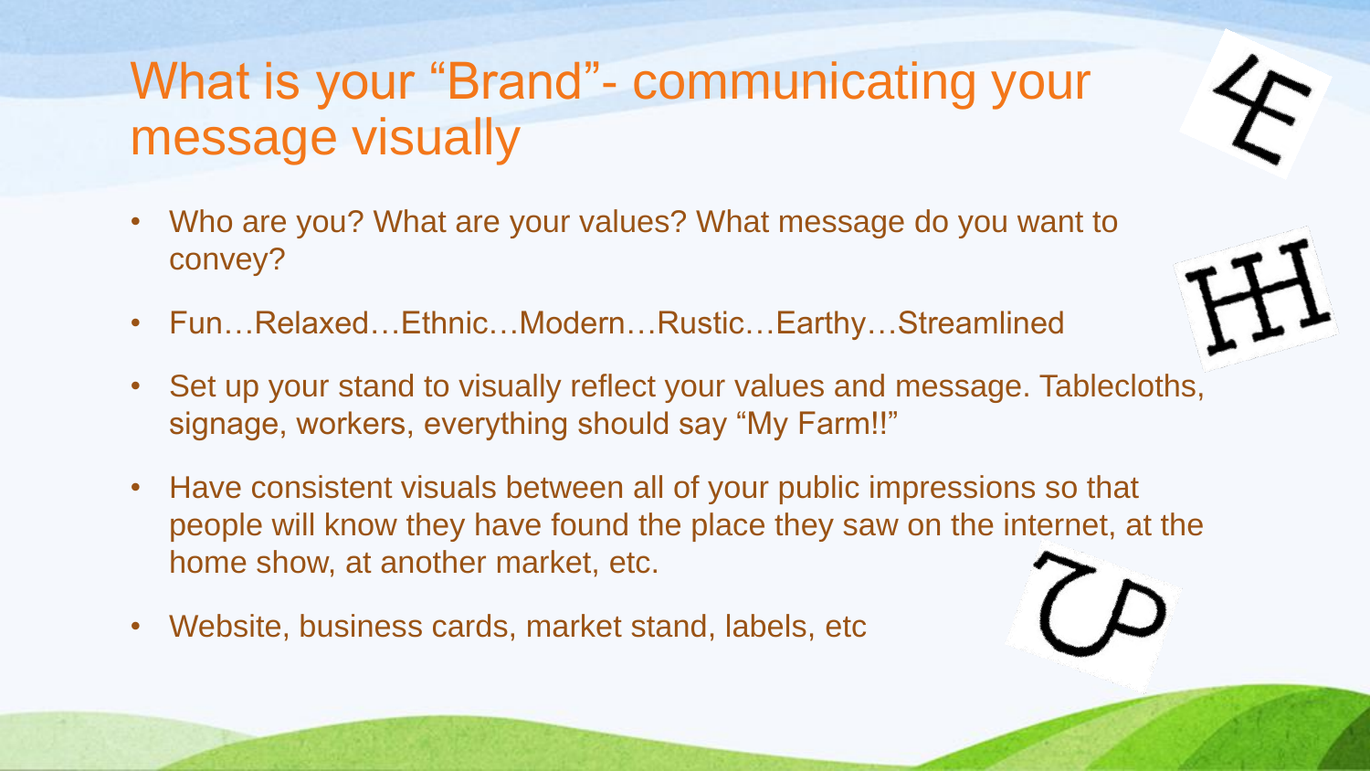# What is your "Brand"- communicating your message visually

- Who are you? What are your values? What message do you want to convey?
- Fun…Relaxed…Ethnic…Modern…Rustic…Earthy…Streamlined
- Set up your stand to visually reflect your values and message. Tablecloths, signage, workers, everything should say "My Farm!!"
- Have consistent visuals between all of your public impressions so that people will know they have found the place they saw on the internet, at the home show, at another market, etc.
- Website, business cards, market stand, labels, etc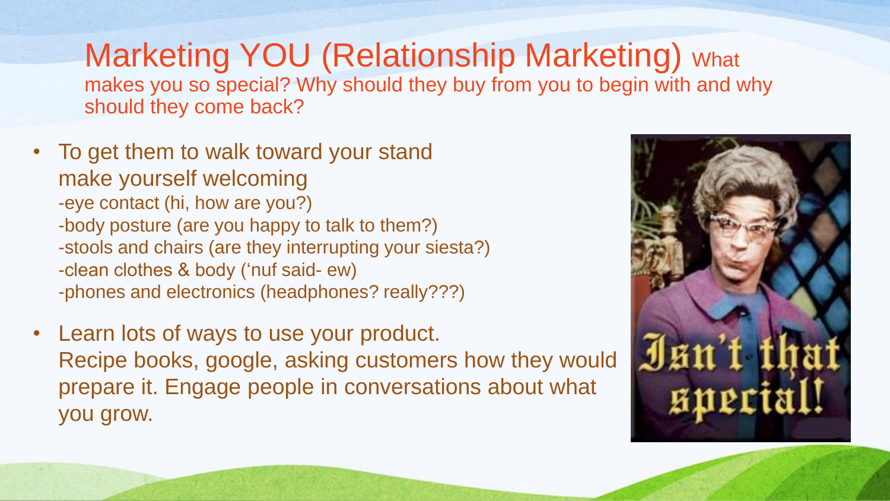# Marketing YOU (Relationship Marketing)

What makes you so special? Why should they buy from you to begin with and why should they come back?

- To get them to walk toward your stand make yourself welcoming
  - -eye contact (hi, how are you?)
  - -body posture (are you happy to talk to them?)
  - -stools and chairs (are they interrupting your siesta?)
  - -clean clothes & body ('nuf said- ew)
  - -phones and electronics (headphones? really???)
- Learn lots of ways to use your product. Recipe books, google, asking customers how they would prepare it. Engage people in conversations about what you grow.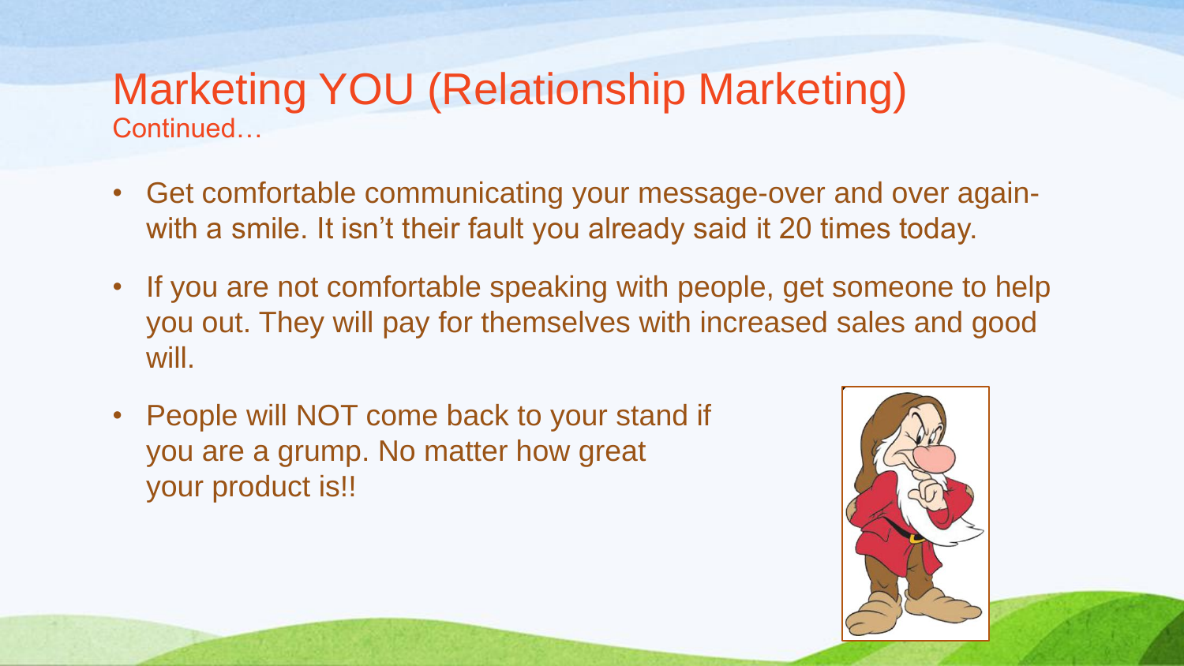# Marketing YOU (Relationship Marketing)

Continued…

- Get comfortable communicating your message-over and over again- with a smile. It isn't their fault you already said it 20 times today.
- If you are not comfortable speaking with people, get someone to help you out. They will pay for themselves with increased sales and good will.
- People will NOT come back to your stand if you are a grump. No matter how great your product is!!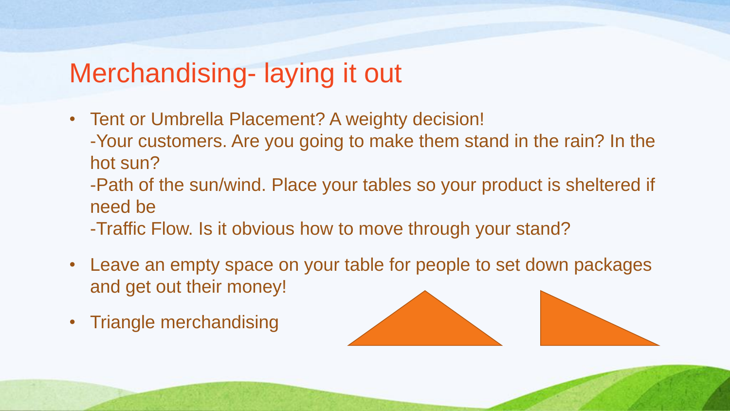# Merchandising- laying it out

- Tent or Umbrella Placement? A weighty decision!
  -Your customers. Are you going to make them stand in the rain? In the hot sun?
  -Path of the sun/wind. Place your tables so your product is sheltered if need be
  -Traffic Flow. Is it obvious how to move through your stand?
- Leave an empty space on your table for people to set down packages and get out their money!
- Triangle merchandising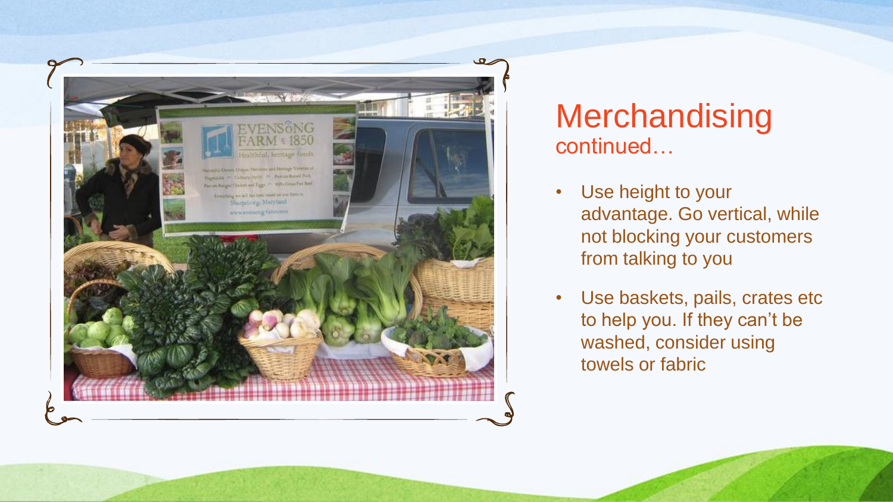# Merchandising
continued…

- Use height to your advantage. Go vertical, while not blocking your customers from talking to you
- Use baskets, pails, crates etc to help you. If they can't be washed, consider using towels or fabric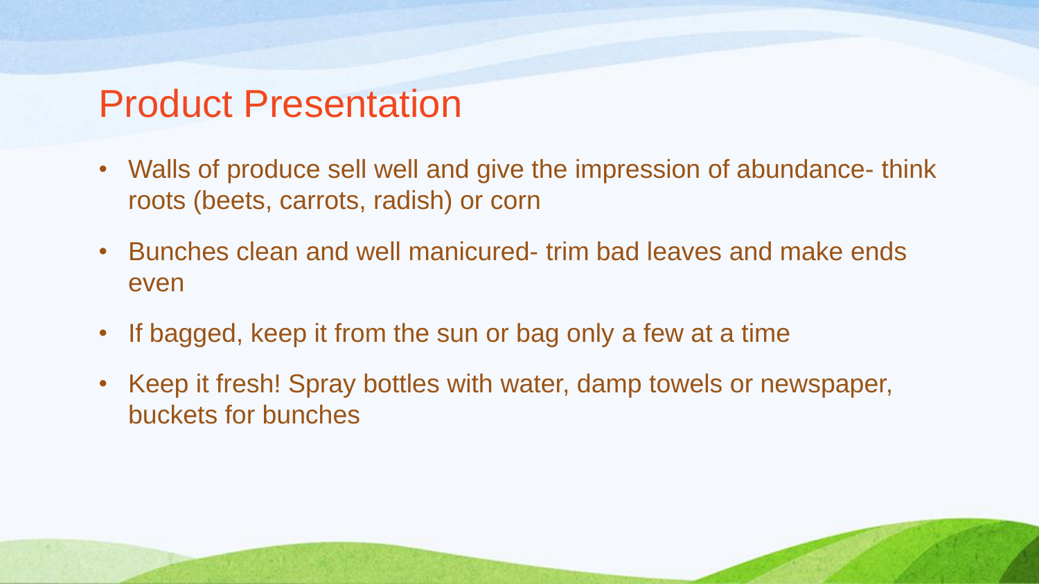# Product Presentation

- Walls of produce sell well and give the impression of abundance- think roots (beets, carrots, radish) or corn
- Bunches clean and well manicured- trim bad leaves and make ends even
- If bagged, keep it from the sun or bag only a few at a time
- Keep it fresh! Spray bottles with water, damp towels or newspaper, buckets for bunches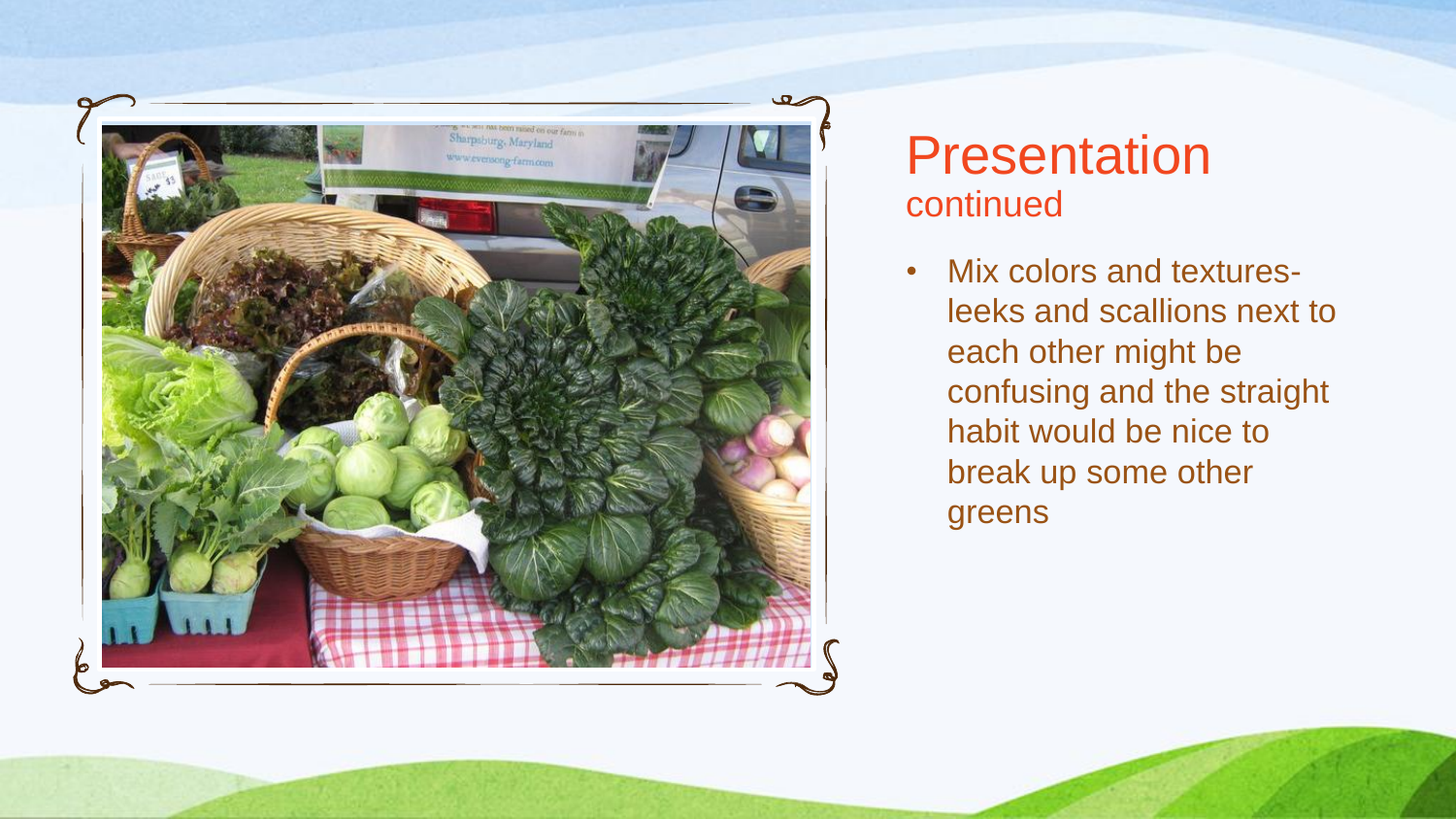# Presentation
continued

- Mix colors and textures- leeks and scallions next to each other might be confusing and the straight habit would be nice to break up some other greens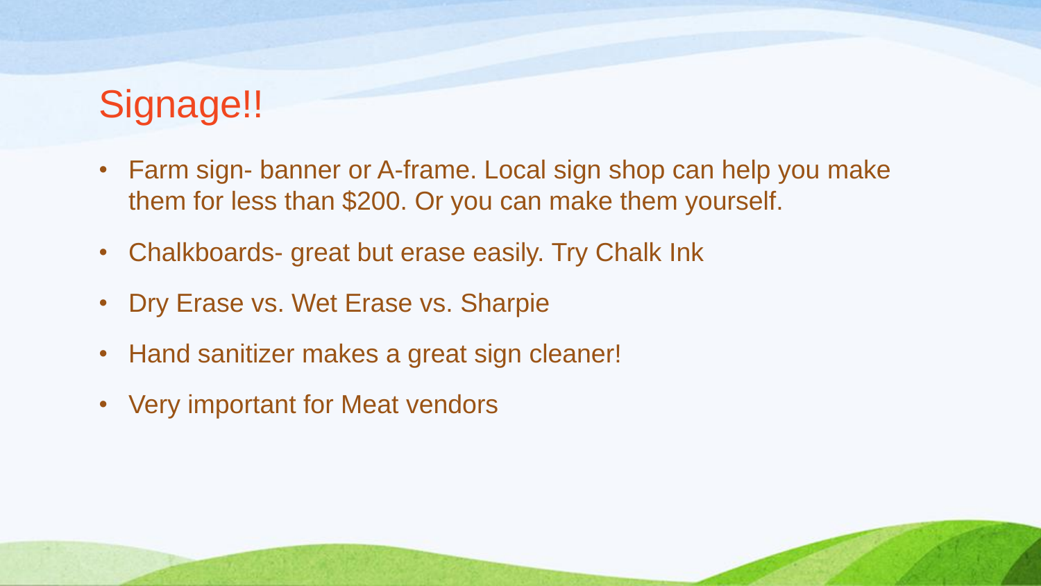# Signage!!

- Farm sign- banner or A-frame. Local sign shop can help you make them for less than $200. Or you can make them yourself.
- Chalkboards- great but erase easily. Try Chalk Ink
- Dry Erase vs. Wet Erase vs. Sharpie
- Hand sanitizer makes a great sign cleaner!
- Very important for Meat vendors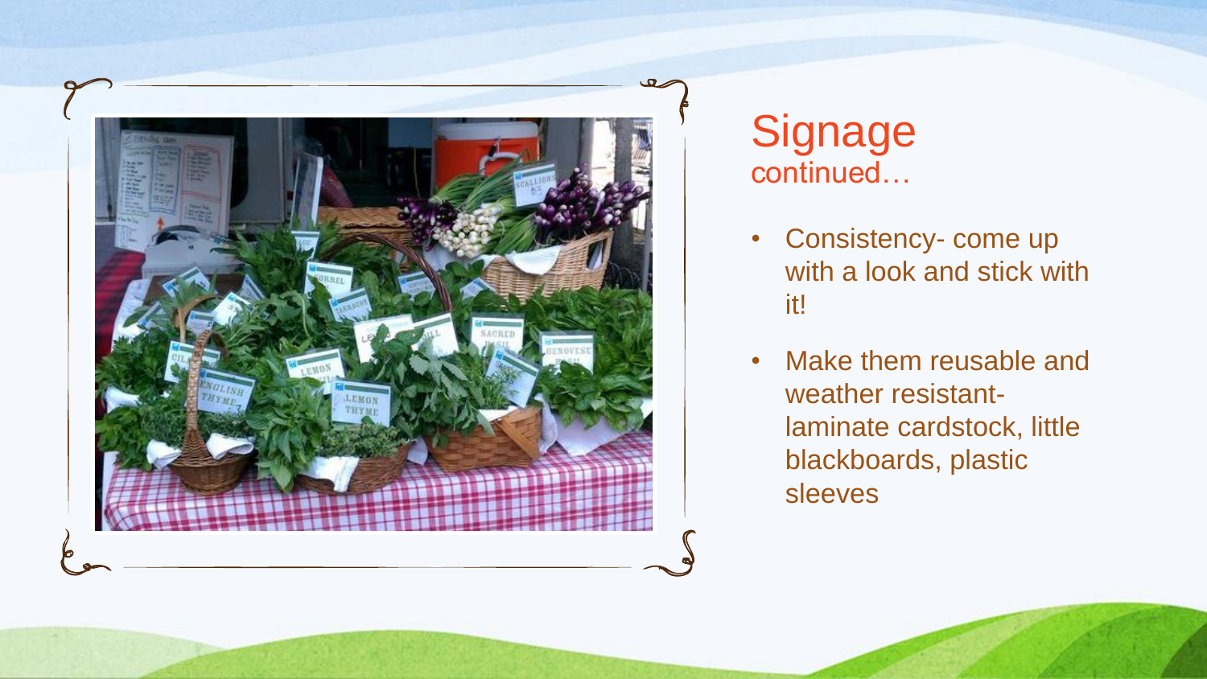# Signage
## continued…

- Consistency- come up with a look and stick with it!
- Make them reusable and weather resistant- laminate cardstock, little blackboards, plastic sleeves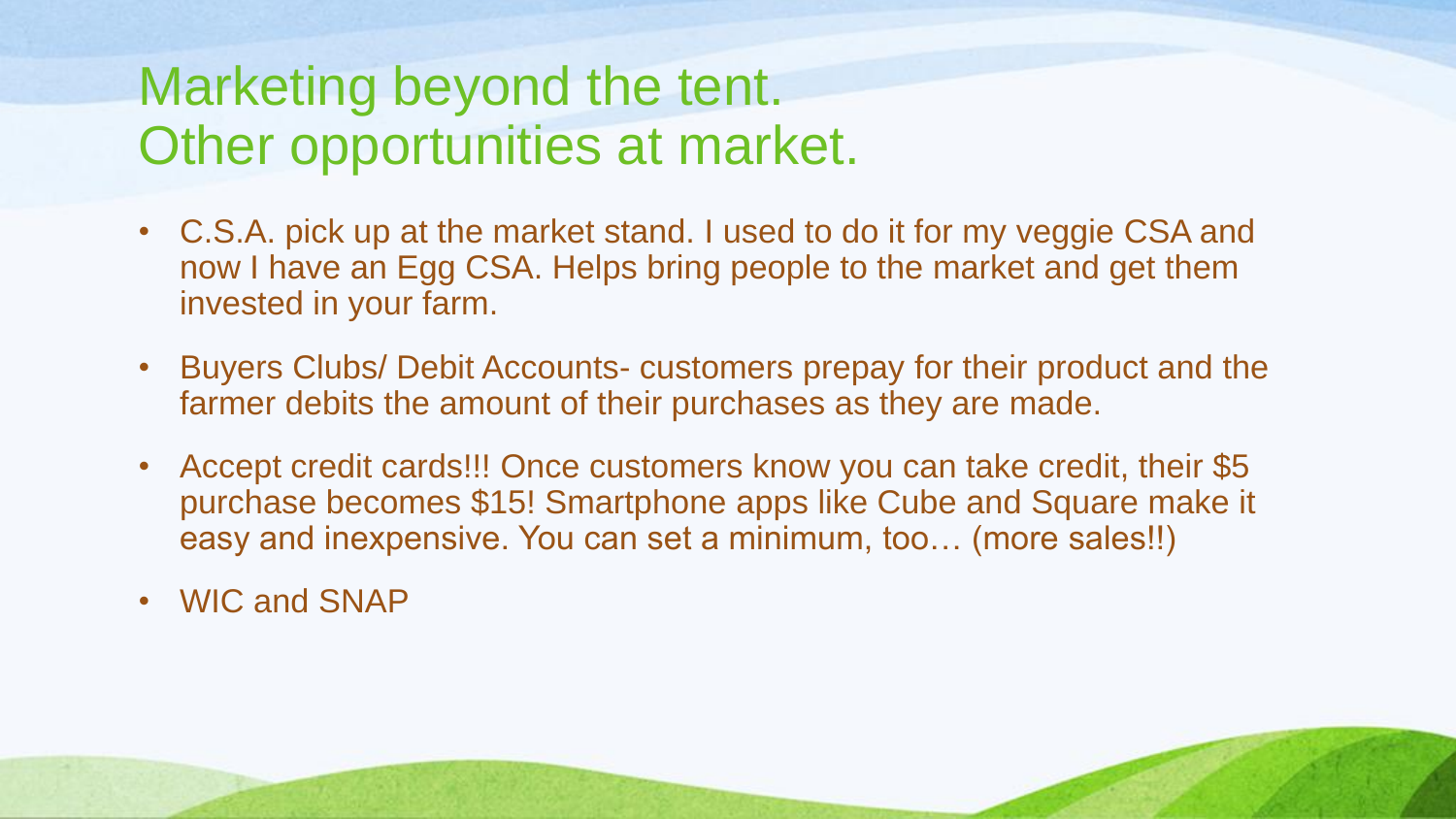# Marketing beyond the tent.
# Other opportunities at market.

- C.S.A. pick up at the market stand. I used to do it for my veggie CSA and now I have an Egg CSA. Helps bring people to the market and get them invested in your farm.
- Buyers Clubs/ Debit Accounts- customers prepay for their product and the farmer debits the amount of their purchases as they are made.
- Accept credit cards!!! Once customers know you can take credit, their $5 purchase becomes $15! Smartphone apps like Cube and Square make it easy and inexpensive. You can set a minimum, too… (more sales!!)
- WIC and SNAP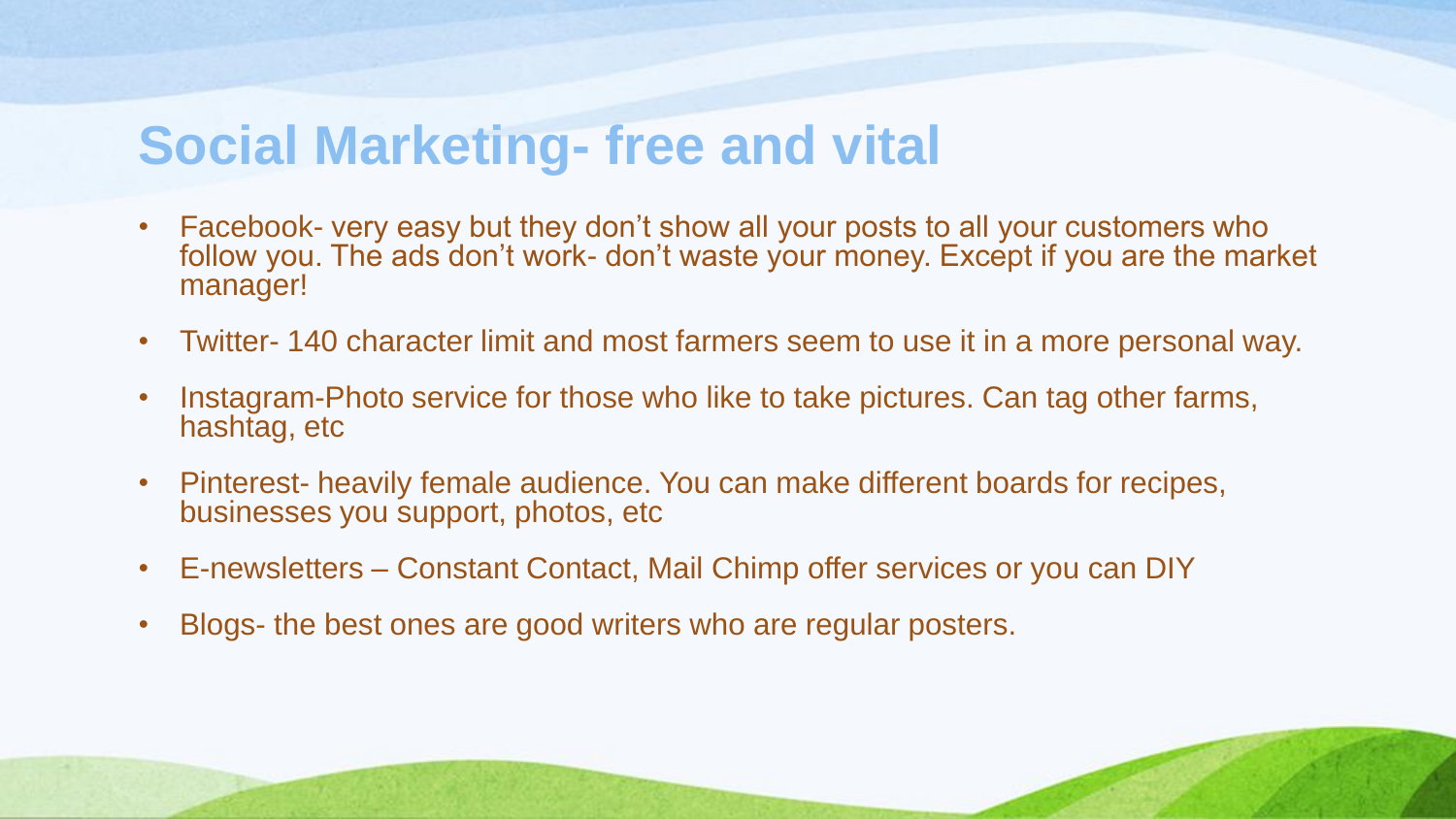# Social Marketing- free and vital

- Facebook- very easy but they don't show all your posts to all your customers who follow you. The ads don't work- don't waste your money. Except if you are the market manager!
- Twitter- 140 character limit and most farmers seem to use it in a more personal way.
- Instagram-Photo service for those who like to take pictures. Can tag other farms, hashtag, etc
- Pinterest- heavily female audience. You can make different boards for recipes, businesses you support, photos, etc
- E-newsletters – Constant Contact, Mail Chimp offer services or you can DIY
- Blogs- the best ones are good writers who are regular posters.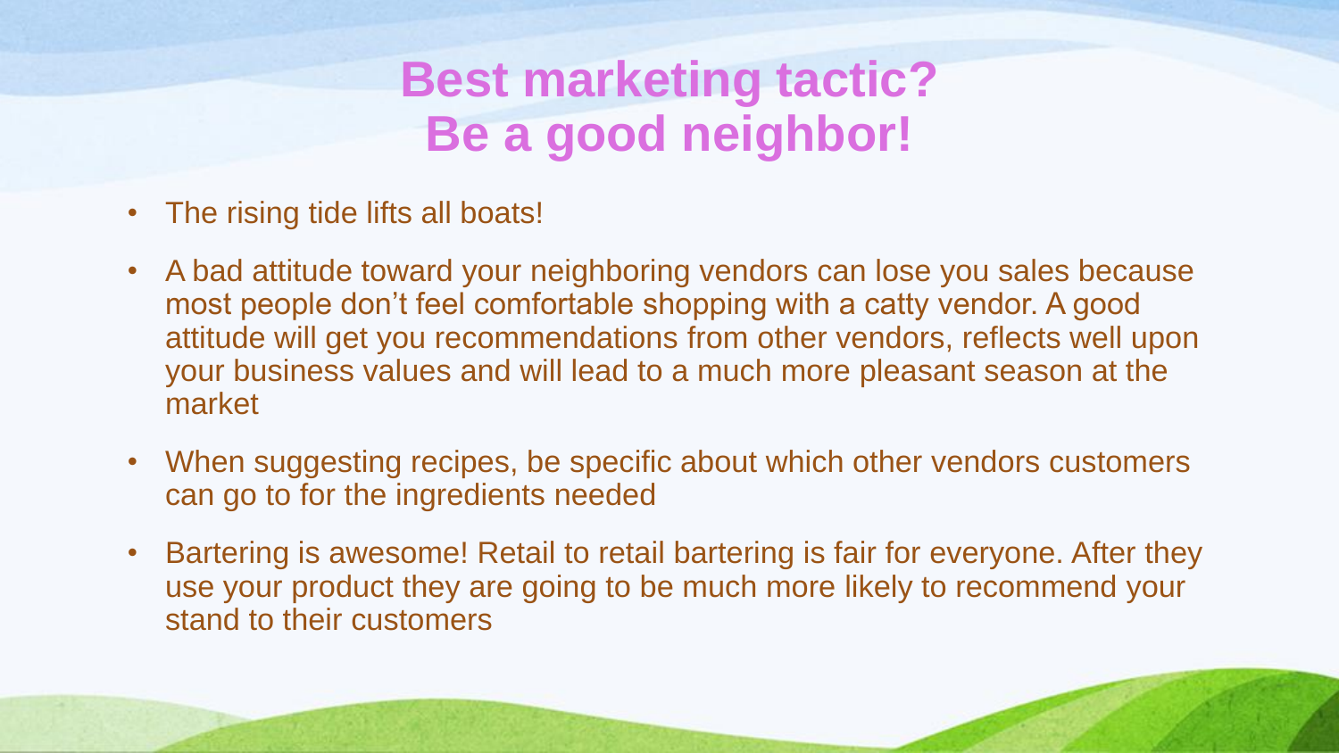# Best marketing tactic? Be a good neighbor!

- The rising tide lifts all boats!
- A bad attitude toward your neighboring vendors can lose you sales because most people don't feel comfortable shopping with a catty vendor. A good attitude will get you recommendations from other vendors, reflects well upon your business values and will lead to a much more pleasant season at the market
- When suggesting recipes, be specific about which other vendors customers can go to for the ingredients needed
- Bartering is awesome! Retail to retail bartering is fair for everyone. After they use your product they are going to be much more likely to recommend your stand to their customers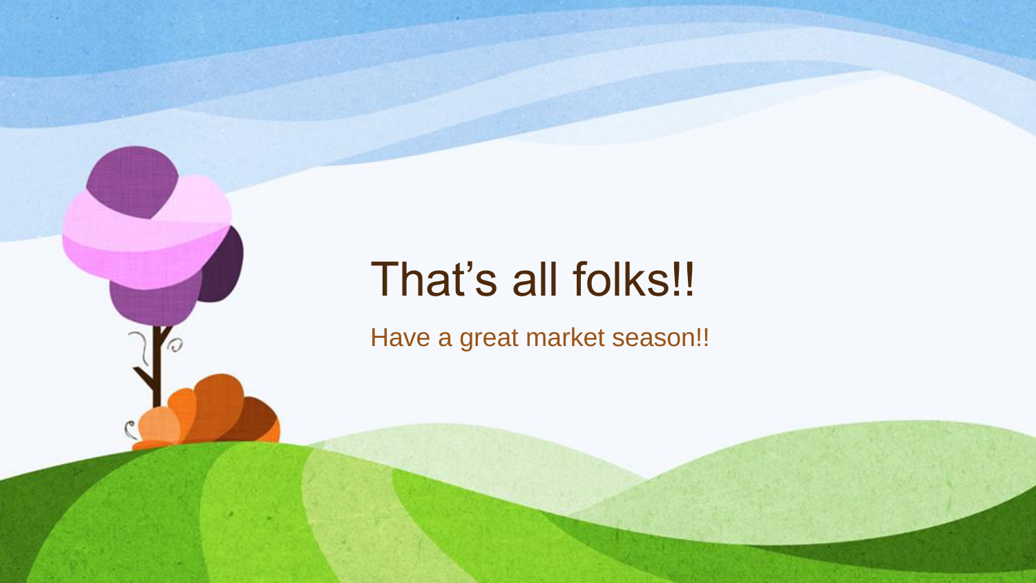# That's all folks!!

Have a great market season!!